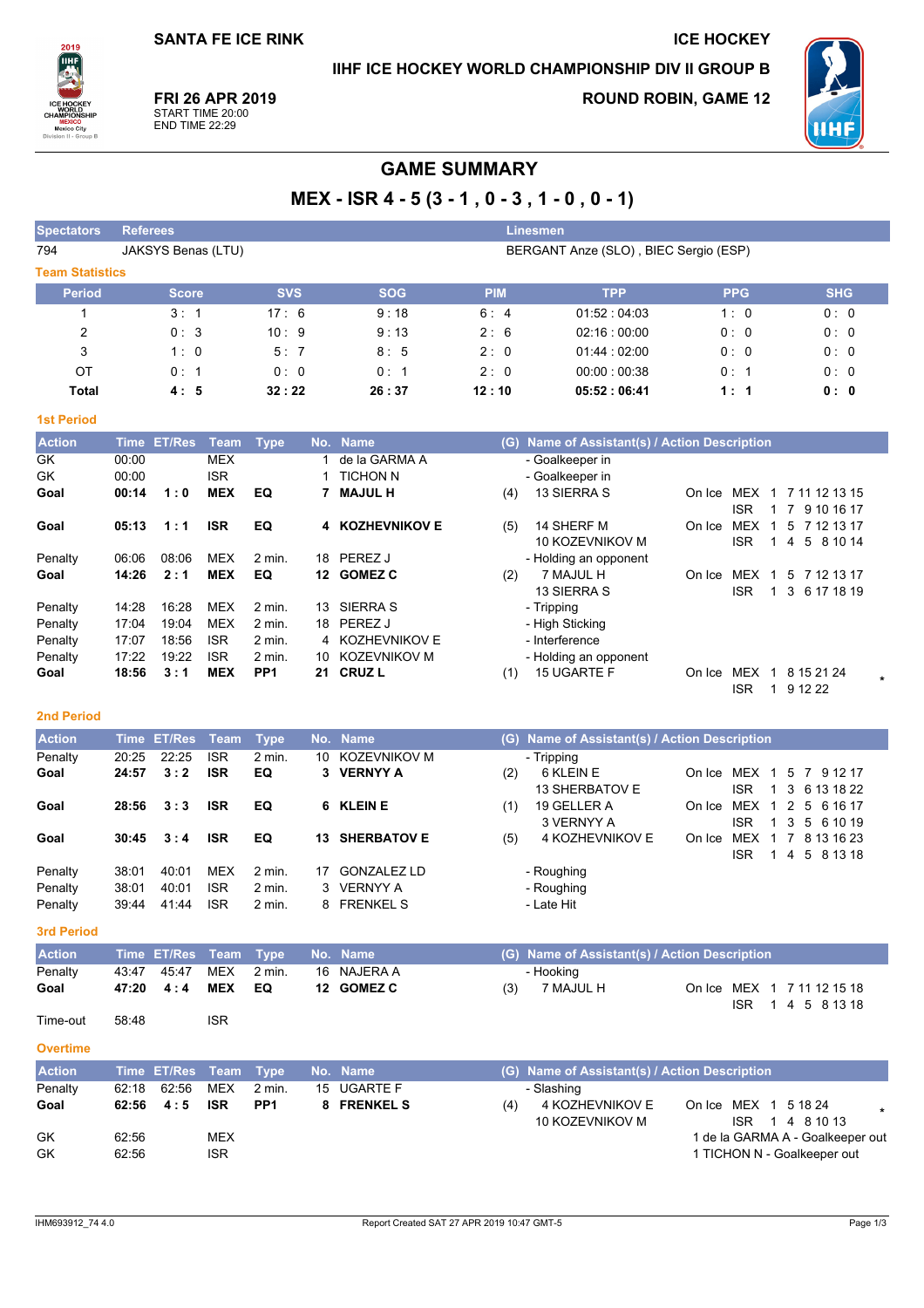SANTA FE ICE RINK

ICE HOCKEY

IIHF ICE HOCKEY WORLD CHAMPIONSHIP DIV II GROUP B

**FRI 26 APR 2019**
START TIME 20:00
END TIME 22:29

ROUND ROBIN, GAME 12

# GAME SUMMARY

## MEX - ISR 4 - 5 (3 - 1 , 0 - 3 , 1 - 0 , 0 - 1)

| Spectators | Referees | Linesmen |
|---|---|---|
| 794 | JAKSYS Benas (LTU) | BERGANT Anze (SLO) , BIEC Sergio (ESP) |

### Team Statistics

| Period | Score | SVS | SOG | PIM | TPP | PPG | SHG |
|---|---|---|---|---|---|---|---|
| 1 | 3 : 1 | 17 : 6 | 9 : 18 | 6 : 4 | 01:52 : 04:03 | 1 : 0 | 0 : 0 |
| 2 | 0 : 3 | 10 : 9 | 9 : 13 | 2 : 6 | 02:16 : 00:00 | 0 : 0 | 0 : 0 |
| 3 | 1 : 0 | 5 : 7 | 8 : 5 | 2 : 0 | 01:44 : 02:00 | 0 : 0 | 0 : 0 |
| OT | 0 : 1 | 0 : 0 | 0 : 1 | 2 : 0 | 00:00 : 00:38 | 0 : 1 | 0 : 0 |
| **Total** | **4 : 5** | **32 : 22** | **26 : 37** | **12 : 10** | **05:52 : 06:41** | **1 : 1** | **0 : 0** |

### 1st Period

| Action | Time | ET/Res | Team | Type | No. | Name | (G) | Name of Assistant(s) / Action Description | On Ice |
|---|---|---|---|---|---|---|---|---|---|
| GK | 00:00 | | MEX | | 1 | de la GARMA A | | - Goalkeeper in | |
| GK | 00:00 | | ISR | | 1 | TICHON N | | - Goalkeeper in | |
| **Goal** | **00:14** | **1 : 0** | **MEX** | **EQ** | **7** | **MAJUL H** | (4) | 13 SIERRA S | MEX 1 7 11 12 13 15 / ISR 1 7 9 10 16 17 |
| **Goal** | **05:13** | **1 : 1** | **ISR** | **EQ** | **4** | **KOZHEVNIKOV E** | (5) | 14 SHERF M / 10 KOZEVNIKOV M | MEX 1 5 7 12 13 17 / ISR 1 4 5 8 10 14 |
| Penalty | 06:06 | 08:06 | MEX | 2 min. | 18 | PEREZ J | | - Holding an opponent | |
| **Goal** | **14:26** | **2 : 1** | **MEX** | **EQ** | **12** | **GOMEZ C** | (2) | 7 MAJUL H / 13 SIERRA S | MEX 1 5 7 12 13 17 / ISR 1 3 6 17 18 19 |
| Penalty | 14:28 | 16:28 | MEX | 2 min. | 13 | SIERRA S | | - Tripping | |
| Penalty | 17:04 | 19:04 | MEX | 2 min. | 18 | PEREZ J | | - High Sticking | |
| Penalty | 17:07 | 18:56 | ISR | 2 min. | 4 | KOZHEVNIKOV E | | - Interference | |
| Penalty | 17:22 | 19:22 | ISR | 2 min. | 10 | KOZEVNIKOV M | | - Holding an opponent | |
| **Goal** | **18:56** | **3 : 1** | **MEX** | **PP1** | **21** | **CRUZ L** | (1) | 15 UGARTE F | MEX 1 8 15 21 24 * / ISR 1 9 12 22 |

### 2nd Period

| Action | Time | ET/Res | Team | Type | No. | Name | (G) | Name of Assistant(s) / Action Description | On Ice |
|---|---|---|---|---|---|---|---|---|---|
| Penalty | 20:25 | 22:25 | ISR | 2 min. | 10 | KOZEVNIKOV M | | - Tripping | |
| **Goal** | **24:57** | **3 : 2** | **ISR** | **EQ** | **3** | **VERNYY A** | (2) | 6 KLEIN E / 13 SHERBATOV E | MEX 1 5 7 9 12 17 / ISR 1 3 6 13 18 22 |
| **Goal** | **28:56** | **3 : 3** | **ISR** | **EQ** | **6** | **KLEIN E** | (1) | 19 GELLER A / 3 VERNYY A | MEX 1 2 5 6 16 17 / ISR 1 3 5 6 10 19 |
| **Goal** | **30:45** | **3 : 4** | **ISR** | **EQ** | **13** | **SHERBATOV E** | (5) | 4 KOZHEVNIKOV E | MEX 1 7 8 13 16 23 / ISR 1 4 5 8 13 18 |
| Penalty | 38:01 | 40:01 | MEX | 2 min. | 17 | GONZALEZ LD | | - Roughing | |
| Penalty | 38:01 | 40:01 | ISR | 2 min. | 3 | VERNYY A | | - Roughing | |
| Penalty | 39:44 | 41:44 | ISR | 2 min. | 8 | FRENKEL S | | - Late Hit | |

### 3rd Period

| Action | Time | ET/Res | Team | Type | No. | Name | (G) | Name of Assistant(s) / Action Description | On Ice |
|---|---|---|---|---|---|---|---|---|---|
| Penalty | 43:47 | 45:47 | MEX | 2 min. | 16 | NAJERA A | | - Hooking | |
| **Goal** | **47:20** | **4 : 4** | **MEX** | **EQ** | **12** | **GOMEZ C** | (3) | 7 MAJUL H | MEX 1 7 11 12 15 18 / ISR 1 4 5 8 13 18 |
| Time-out | 58:48 | | ISR | | | | | | |

### Overtime

| Action | Time | ET/Res | Team | Type | No. | Name | (G) | Name of Assistant(s) / Action Description | On Ice |
|---|---|---|---|---|---|---|---|---|---|
| Penalty | 62:18 | 62:56 | MEX | 2 min. | 15 | UGARTE F | | - Slashing | |
| **Goal** | **62:56** | **4 : 5** | **ISR** | **PP1** | **8** | **FRENKEL S** | (4) | 4 KOZHEVNIKOV E / 10 KOZEVNIKOV M | MEX 1 5 18 24 * / ISR 1 4 8 10 13 |
| GK | 62:56 | | MEX | | | | | 1 de la GARMA A - Goalkeeper out | |
| GK | 62:56 | | ISR | | | | | 1 TICHON N - Goalkeeper out | |

IHM693912_74 4.0 Report Created SAT 27 APR 2019 10:47 GMT-5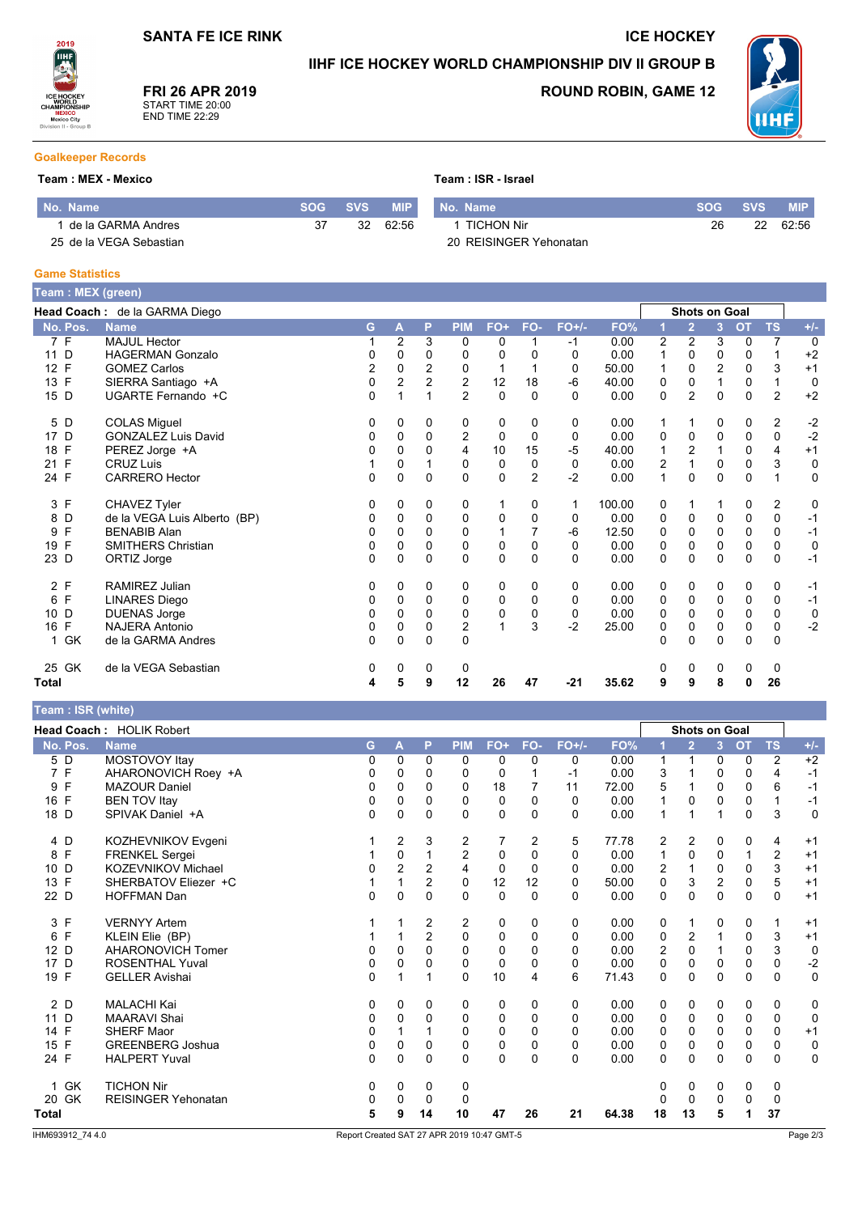SANTA FE ICE RINK

ICE HOCKEY

# IIHF ICE HOCKEY WORLD CHAMPIONSHIP DIV II GROUP B

**FRI 26 APR 2019**
START TIME 20:00
END TIME 22:29

**ROUND ROBIN, GAME 12**

## Goalkeeper Records

**Team : MEX - Mexico**

| No. Name | SOG | SVS | MIP |
|---|---|---|---|
| 1 de la GARMA Andres | 37 | 32 | 62:56 |
| 25 de la VEGA Sebastian | | | |

**Team : ISR - Israel**

| No. Name | SOG | SVS | MIP |
|---|---|---|---|
| 1 TICHON Nir | 26 | 22 | 62:56 |
| 20 REISINGER Yehonatan | | | |

## Game Statistics

### Team : MEX (green)

**Head Coach :** de la GARMA Diego

| No. | Pos. | Name | G | A | P | PIM | FO+ | FO- | FO+/- | FO% | Shots on Goal 1 | 2 | 3 | OT | TS | +/- |
|---|---|---|---|---|---|---|---|---|---|---|---|---|---|---|---|---|
| 7 | F | MAJUL Hector | 1 | 2 | 3 | 0 | 0 | 1 | -1 | 0.00 | 2 | 2 | 3 | 0 | 7 | 0 |
| 11 | D | HAGERMAN Gonzalo | 0 | 0 | 0 | 0 | 0 | 0 | 0 | 0.00 | 1 | 0 | 0 | 0 | 1 | +2 |
| 12 | F | GOMEZ Carlos | 2 | 0 | 2 | 0 | 1 | 1 | 0 | 50.00 | 1 | 0 | 2 | 0 | 3 | +1 |
| 13 | F | SIERRA Santiago +A | 0 | 2 | 2 | 2 | 12 | 18 | -6 | 40.00 | 0 | 0 | 1 | 0 | 1 | 0 |
| 15 | D | UGARTE Fernando +C | 0 | 1 | 1 | 2 | 0 | 0 | 0 | 0.00 | 0 | 2 | 0 | 0 | 2 | +2 |
| 5 | D | COLAS Miguel | 0 | 0 | 0 | 0 | 0 | 0 | 0 | 0.00 | 1 | 1 | 0 | 0 | 2 | -2 |
| 17 | D | GONZALEZ Luis David | 0 | 0 | 0 | 2 | 0 | 0 | 0 | 0.00 | 0 | 0 | 0 | 0 | 0 | -2 |
| 18 | F | PEREZ Jorge +A | 0 | 0 | 0 | 4 | 10 | 15 | -5 | 40.00 | 1 | 2 | 1 | 0 | 4 | +1 |
| 21 | F | CRUZ Luis | 1 | 0 | 1 | 0 | 0 | 0 | 0 | 0.00 | 2 | 1 | 0 | 0 | 3 | 0 |
| 24 | F | CARRERO Hector | 0 | 0 | 0 | 0 | 0 | 2 | -2 | 0.00 | 1 | 0 | 0 | 0 | 1 | 0 |
| 3 | F | CHAVEZ Tyler | 0 | 0 | 0 | 0 | 1 | 0 | 1 | 100.00 | 0 | 1 | 1 | 0 | 2 | 0 |
| 8 | D | de la VEGA Luis Alberto (BP) | 0 | 0 | 0 | 0 | 0 | 0 | 0 | 0.00 | 0 | 0 | 0 | 0 | 0 | -1 |
| 9 | F | BENABIB Alan | 0 | 0 | 0 | 0 | 1 | 7 | -6 | 12.50 | 0 | 0 | 0 | 0 | 0 | -1 |
| 19 | F | SMITHERS Christian | 0 | 0 | 0 | 0 | 0 | 0 | 0 | 0.00 | 0 | 0 | 0 | 0 | 0 | 0 |
| 23 | D | ORTIZ Jorge | 0 | 0 | 0 | 0 | 0 | 0 | 0 | 0.00 | 0 | 0 | 0 | 0 | 0 | -1 |
| 2 | F | RAMIREZ Julian | 0 | 0 | 0 | 0 | 0 | 0 | 0 | 0.00 | 0 | 0 | 0 | 0 | 0 | -1 |
| 6 | F | LINARES Diego | 0 | 0 | 0 | 0 | 0 | 0 | 0 | 0.00 | 0 | 0 | 0 | 0 | 0 | -1 |
| 10 | D | DUENAS Jorge | 0 | 0 | 0 | 0 | 0 | 0 | 0 | 0.00 | 0 | 0 | 0 | 0 | 0 | 0 |
| 16 | F | NAJERA Antonio | 0 | 0 | 0 | 2 | 1 | 3 | -2 | 25.00 | 0 | 0 | 0 | 0 | 0 | -2 |
| 1 | GK | de la GARMA Andres | 0 | 0 | 0 | 0 | | | | | 0 | 0 | 0 | 0 | 0 | |
| 25 | GK | de la VEGA Sebastian | 0 | 0 | 0 | 0 | | | | | 0 | 0 | 0 | 0 | 0 | |
| **Total** | | | **4** | **5** | **9** | **12** | **26** | **47** | **-21** | **35.62** | **9** | **9** | **8** | **0** | **26** | |

### Team : ISR (white)

**Head Coach :** HOLIK Robert

| No. | Pos. | Name | G | A | P | PIM | FO+ | FO- | FO+/- | FO% | Shots on Goal 1 | 2 | 3 | OT | TS | +/- |
|---|---|---|---|---|---|---|---|---|---|---|---|---|---|---|---|---|
| 5 | D | MOSTOVOY Itay | 0 | 0 | 0 | 0 | 0 | 0 | 0 | 0.00 | 1 | 1 | 0 | 0 | 2 | +2 |
| 7 | F | AHARONOVICH Roey +A | 0 | 0 | 0 | 0 | 0 | 1 | -1 | 0.00 | 3 | 1 | 0 | 0 | 4 | -1 |
| 9 | F | MAZOUR Daniel | 0 | 0 | 0 | 0 | 18 | 7 | 11 | 72.00 | 5 | 1 | 0 | 0 | 6 | -1 |
| 16 | F | BEN TOV Itay | 0 | 0 | 0 | 0 | 0 | 0 | 0 | 0.00 | 1 | 0 | 0 | 0 | 1 | -1 |
| 18 | D | SPIVAK Daniel +A | 0 | 0 | 0 | 0 | 0 | 0 | 0 | 0.00 | 1 | 1 | 1 | 0 | 3 | 0 |
| 4 | D | KOZHEVNIKOV Evgeni | 1 | 2 | 3 | 2 | 7 | 2 | 5 | 77.78 | 2 | 2 | 0 | 0 | 4 | +1 |
| 8 | F | FRENKEL Sergei | 1 | 0 | 1 | 2 | 0 | 0 | 0 | 0.00 | 1 | 0 | 0 | 1 | 2 | +1 |
| 10 | D | KOZEVNIKOV Michael | 0 | 2 | 2 | 4 | 0 | 0 | 0 | 0.00 | 2 | 1 | 0 | 0 | 3 | +1 |
| 13 | F | SHERBATOV Eliezer +C | 1 | 1 | 2 | 0 | 12 | 12 | 0 | 50.00 | 0 | 3 | 2 | 0 | 5 | +1 |
| 22 | D | HOFFMAN Dan | 0 | 0 | 0 | 0 | 0 | 0 | 0 | 0.00 | 0 | 0 | 0 | 0 | 0 | +1 |
| 3 | F | VERNYY Artem | 1 | 1 | 2 | 2 | 0 | 0 | 0 | 0.00 | 0 | 1 | 0 | 0 | 1 | +1 |
| 6 | F | KLEIN Elie (BP) | 1 | 1 | 2 | 0 | 0 | 0 | 0 | 0.00 | 0 | 2 | 1 | 0 | 3 | +1 |
| 12 | D | AHARONOVICH Tomer | 0 | 0 | 0 | 0 | 0 | 0 | 0 | 0.00 | 2 | 0 | 1 | 0 | 3 | 0 |
| 17 | D | ROSENTHAL Yuval | 0 | 0 | 0 | 0 | 0 | 0 | 0 | 0.00 | 0 | 0 | 0 | 0 | 0 | -2 |
| 19 | F | GELLER Avishai | 0 | 1 | 1 | 0 | 10 | 4 | 6 | 71.43 | 0 | 0 | 0 | 0 | 0 | 0 |
| 2 | D | MALACHI Kai | 0 | 0 | 0 | 0 | 0 | 0 | 0 | 0.00 | 0 | 0 | 0 | 0 | 0 | 0 |
| 11 | D | MAARAVI Shai | 0 | 0 | 0 | 0 | 0 | 0 | 0 | 0.00 | 0 | 0 | 0 | 0 | 0 | 0 |
| 14 | F | SHERF Maor | 0 | 1 | 1 | 0 | 0 | 0 | 0 | 0.00 | 0 | 0 | 0 | 0 | 0 | +1 |
| 15 | F | GREENBERG Joshua | 0 | 0 | 0 | 0 | 0 | 0 | 0 | 0.00 | 0 | 0 | 0 | 0 | 0 | 0 |
| 24 | F | HALPERT Yuval | 0 | 0 | 0 | 0 | 0 | 0 | 0 | 0.00 | 0 | 0 | 0 | 0 | 0 | 0 |
| 1 | GK | TICHON Nir | 0 | 0 | 0 | 0 | | | | | 0 | 0 | 0 | 0 | 0 | |
| 20 | GK | REISINGER Yehonatan | 0 | 0 | 0 | 0 | | | | | 0 | 0 | 0 | 0 | 0 | |
| **Total** | | | **5** | **9** | **14** | **10** | **47** | **26** | **21** | **64.38** | **18** | **13** | **5** | **1** | **37** | |

IHM693912_74 4.0 — Report Created SAT 27 APR 2019 10:47 GMT-5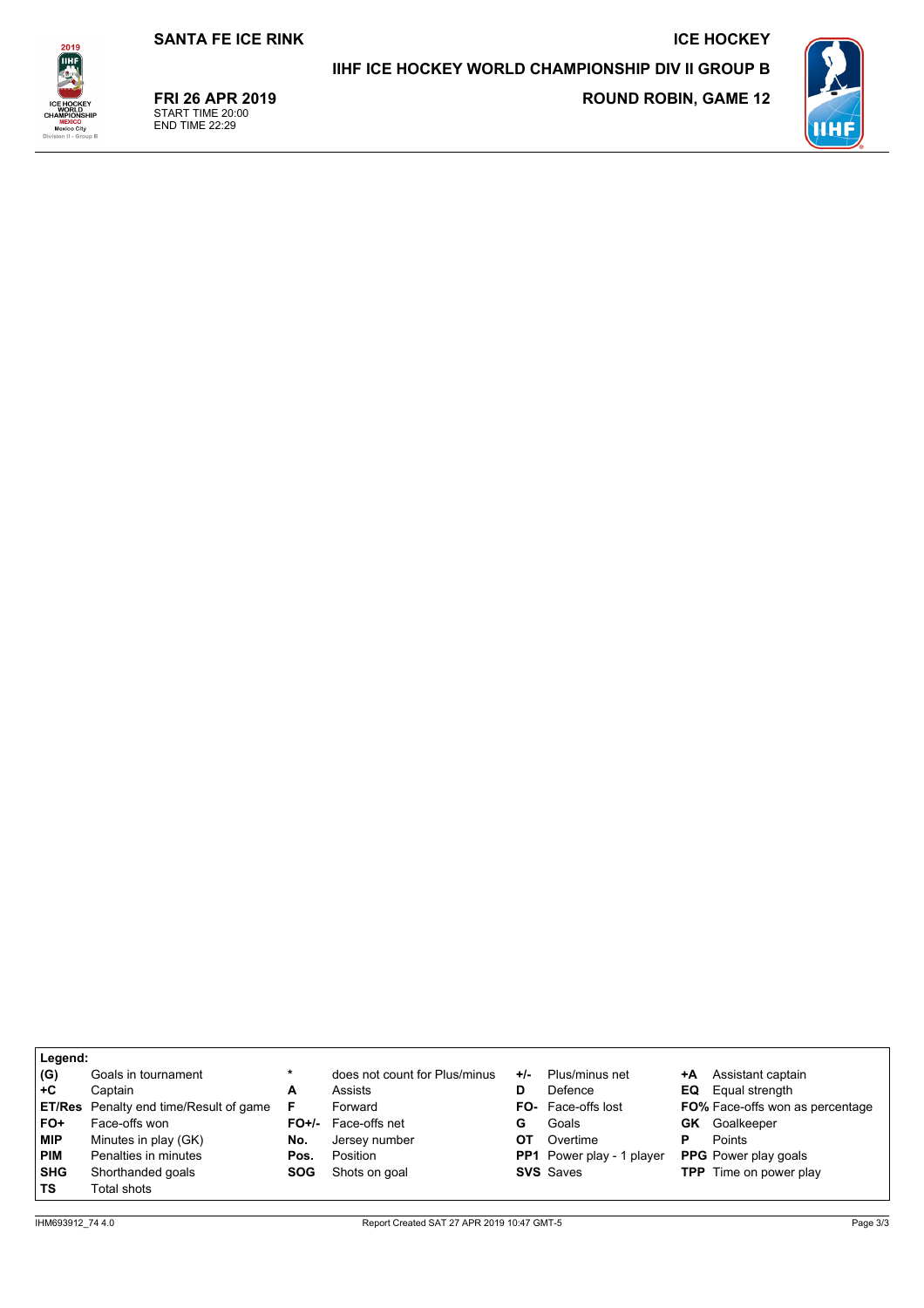SANTA FE ICE RINK

ICE HOCKEY

IIHF ICE HOCKEY WORLD CHAMPIONSHIP DIV II GROUP B

FRI 26 APR 2019
START TIME 20:00
END TIME 22:29

ROUND ROBIN, GAME 12

**Legend:**

| | | | | | | | |
|---|---|---|---|---|---|---|---|
| **(G)** | Goals in tournament | ***** | does not count for Plus/minus | **+/-** | Plus/minus net | **+A** | Assistant captain |
| **+C** | Captain | **A** | Assists | **D** | Defence | **EQ** | Equal strength |
| **ET/Res** | Penalty end time/Result of game | **F** | Forward | **FO-** | Face-offs lost | **FO%** | Face-offs won as percentage |
| **FO+** | Face-offs won | **FO+/-** | Face-offs net | **G** | Goals | **GK** | Goalkeeper |
| **MIP** | Minutes in play (GK) | **No.** | Jersey number | **OT** | Overtime | **P** | Points |
| **PIM** | Penalties in minutes | **Pos.** | Position | **PP1** | Power play - 1 player | **PPG** | Power play goals |
| **SHG** | Shorthanded goals | **SOG** | Shots on goal | **SVS** | Saves | **TPP** | Time on power play |
| **TS** | Total shots | | | | | | |

IHM693912_74 4.0

Report Created SAT 27 APR 2019 10:47 GMT-5